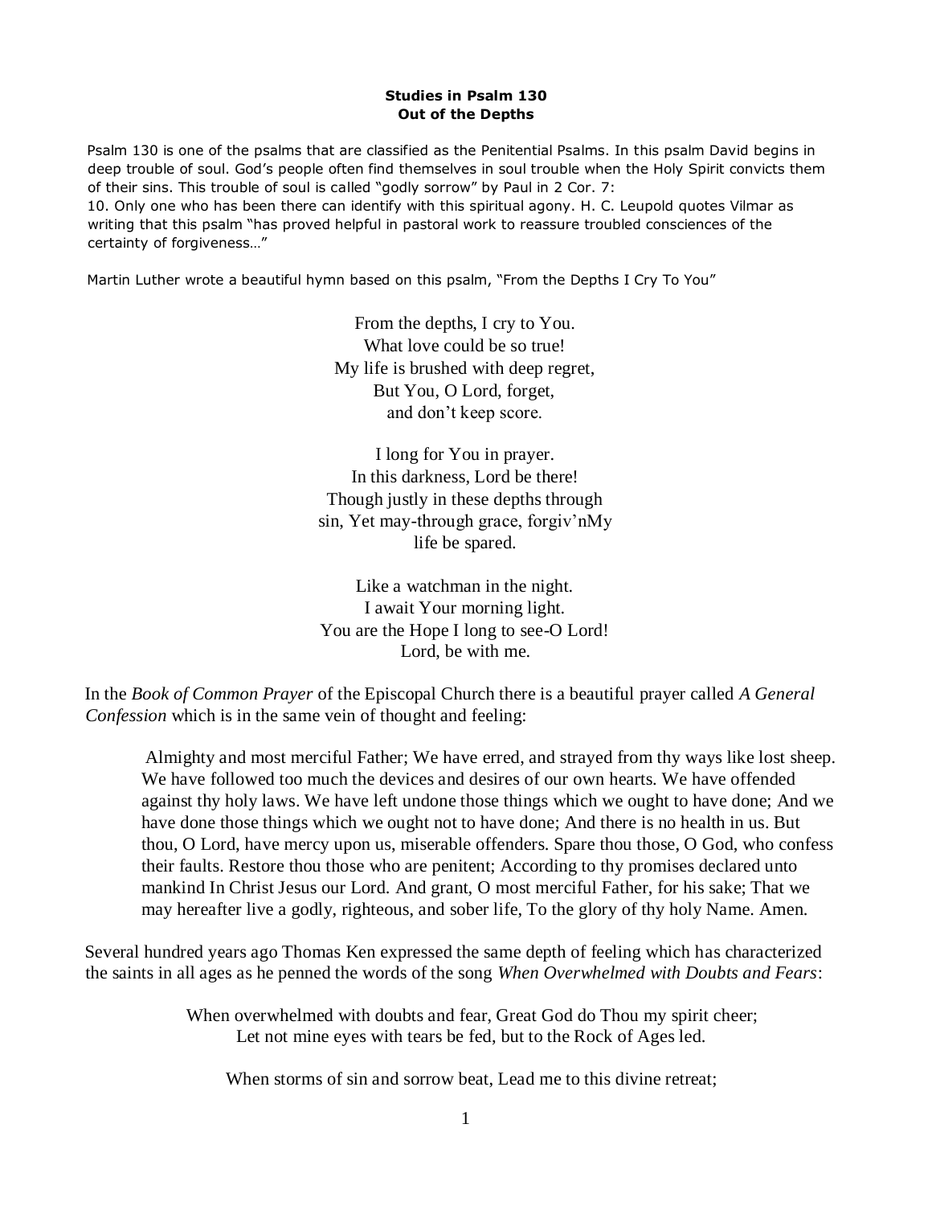**Studies in Psalm 130**
**Out of the Depths**

Psalm 130 is one of the psalms that are classified as the Penitential Psalms. In this psalm David begins in deep trouble of soul. God's people often find themselves in soul trouble when the Holy Spirit convicts them of their sins. This trouble of soul is called "godly sorrow" by Paul in 2 Cor. 7:
10. Only one who has been there can identify with this spiritual agony. H. C. Leupold quotes Vilmar as writing that this psalm "has proved helpful in pastoral work to reassure troubled consciences of the certainty of forgiveness…"

Martin Luther wrote a beautiful hymn based on this psalm, "From the Depths I Cry To You"

> From the depths, I cry to You.
> What love could be so true!
> My life is brushed with deep regret,
> But You, O Lord, forget,
> and don't keep score.
>
> I long for You in prayer.
> In this darkness, Lord be there!
> Though justly in these depths through
> sin, Yet may-through grace, forgiv'nMy
> life be spared.
>
> Like a watchman in the night.
> I await Your morning light.
> You are the Hope I long to see-O Lord!
> Lord, be with me.

In the *Book of Common Prayer* of the Episcopal Church there is a beautiful prayer called *A General Confession* which is in the same vein of thought and feeling:

> Almighty and most merciful Father; We have erred, and strayed from thy ways like lost sheep. We have followed too much the devices and desires of our own hearts. We have offended against thy holy laws. We have left undone those things which we ought to have done; And we have done those things which we ought not to have done; And there is no health in us. But thou, O Lord, have mercy upon us, miserable offenders. Spare thou those, O God, who confess their faults. Restore thou those who are penitent; According to thy promises declared unto mankind In Christ Jesus our Lord. And grant, O most merciful Father, for his sake; That we may hereafter live a godly, righteous, and sober life, To the glory of thy holy Name. Amen.

Several hundred years ago Thomas Ken expressed the same depth of feeling which has characterized the saints in all ages as he penned the words of the song *When Overwhelmed with Doubts and Fears*:

> When overwhelmed with doubts and fear, Great God do Thou my spirit cheer;
> Let not mine eyes with tears be fed, but to the Rock of Ages led.
>
> When storms of sin and sorrow beat, Lead me to this divine retreat;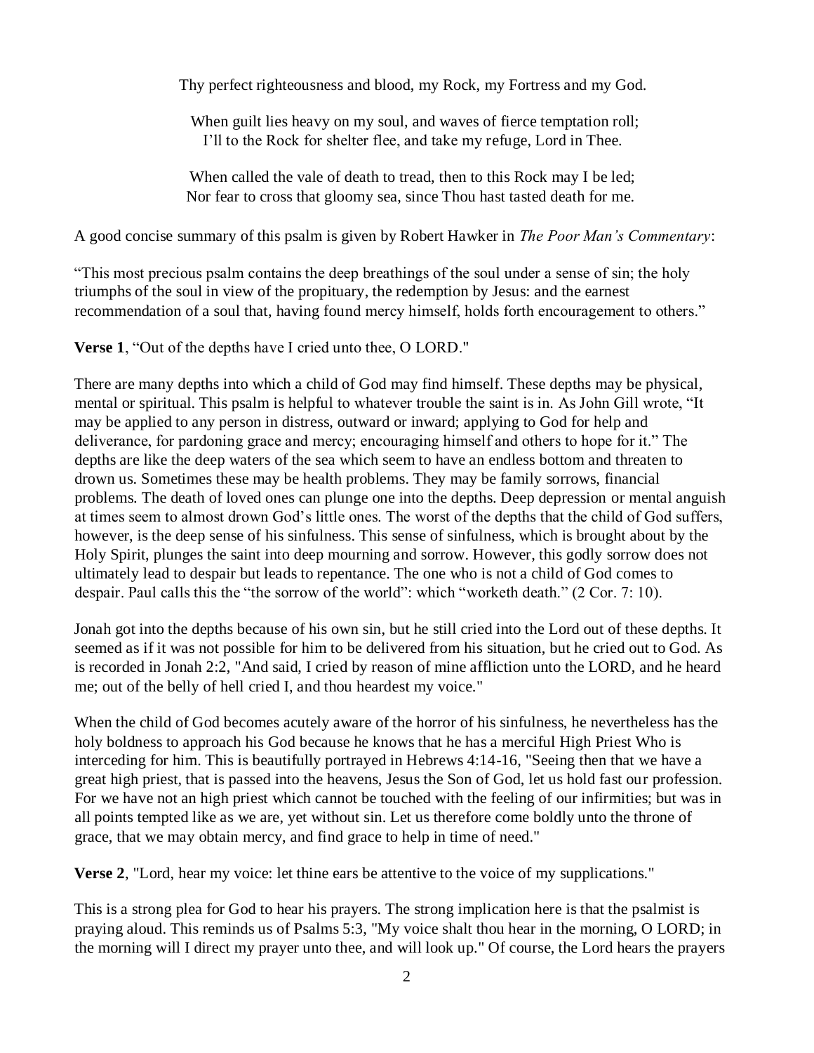Thy perfect righteousness and blood, my Rock, my Fortress and my God.

When guilt lies heavy on my soul, and waves of fierce temptation roll;
I'll to the Rock for shelter flee, and take my refuge, Lord in Thee.

When called the vale of death to tread, then to this Rock may I be led;
Nor fear to cross that gloomy sea, since Thou hast tasted death for me.

A good concise summary of this psalm is given by Robert Hawker in *The Poor Man's Commentary*:

"This most precious psalm contains the deep breathings of the soul under a sense of sin; the holy triumphs of the soul in view of the propitiary, the redemption by Jesus: and the earnest recommendation of a soul that, having found mercy himself, holds forth encouragement to others."

**Verse 1**, "Out of the depths have I cried unto thee, O LORD."

There are many depths into which a child of God may find himself. These depths may be physical, mental or spiritual. This psalm is helpful to whatever trouble the saint is in. As John Gill wrote, "It may be applied to any person in distress, outward or inward; applying to God for help and deliverance, for pardoning grace and mercy; encouraging himself and others to hope for it." The depths are like the deep waters of the sea which seem to have an endless bottom and threaten to drown us. Sometimes these may be health problems. They may be family sorrows, financial problems. The death of loved ones can plunge one into the depths. Deep depression or mental anguish at times seem to almost drown God's little ones. The worst of the depths that the child of God suffers, however, is the deep sense of his sinfulness. This sense of sinfulness, which is brought about by the Holy Spirit, plunges the saint into deep mourning and sorrow. However, this godly sorrow does not ultimately lead to despair but leads to repentance. The one who is not a child of God comes to despair. Paul calls this the "the sorrow of the world": which "worketh death." (2 Cor. 7: 10).

Jonah got into the depths because of his own sin, but he still cried into the Lord out of these depths. It seemed as if it was not possible for him to be delivered from his situation, but he cried out to God. As is recorded in Jonah 2:2, "And said, I cried by reason of mine affliction unto the LORD, and he heard me; out of the belly of hell cried I, and thou heardest my voice."

When the child of God becomes acutely aware of the horror of his sinfulness, he nevertheless has the holy boldness to approach his God because he knows that he has a merciful High Priest Who is interceding for him. This is beautifully portrayed in Hebrews 4:14-16, "Seeing then that we have a great high priest, that is passed into the heavens, Jesus the Son of God, let us hold fast our profession. For we have not an high priest which cannot be touched with the feeling of our infirmities; but was in all points tempted like as we are, yet without sin. Let us therefore come boldly unto the throne of grace, that we may obtain mercy, and find grace to help in time of need."

**Verse 2**, "Lord, hear my voice: let thine ears be attentive to the voice of my supplications."

This is a strong plea for God to hear his prayers. The strong implication here is that the psalmist is praying aloud. This reminds us of Psalms 5:3, "My voice shalt thou hear in the morning, O LORD; in the morning will I direct my prayer unto thee, and will look up." Of course, the Lord hears the prayers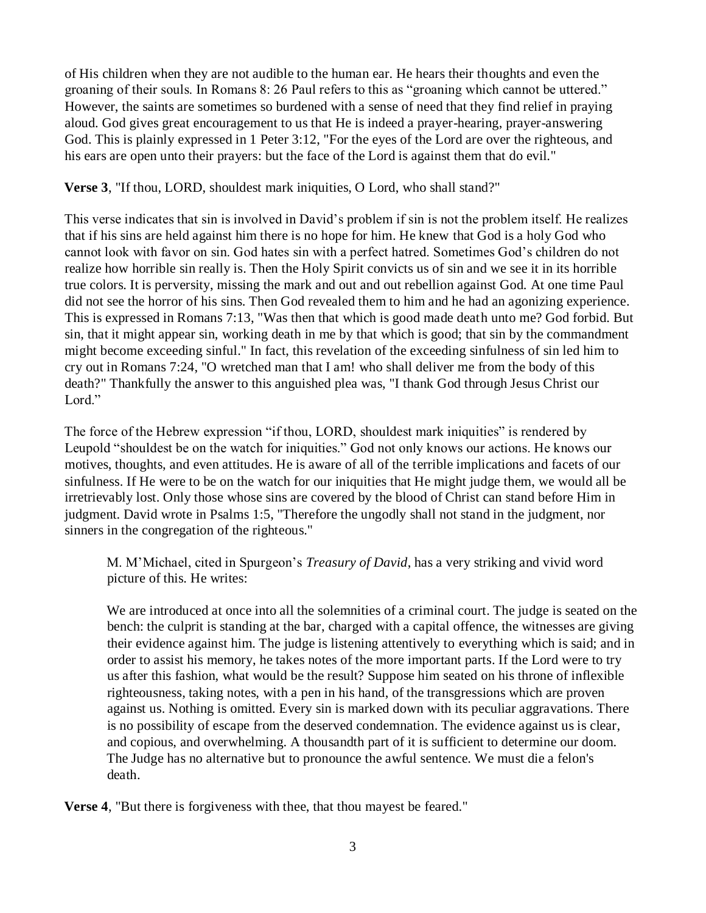of His children when they are not audible to the human ear. He hears their thoughts and even the groaning of their souls. In Romans 8: 26 Paul refers to this as "groaning which cannot be uttered." However, the saints are sometimes so burdened with a sense of need that they find relief in praying aloud. God gives great encouragement to us that He is indeed a prayer-hearing, prayer-answering God. This is plainly expressed in 1 Peter 3:12, "For the eyes of the Lord are over the righteous, and his ears are open unto their prayers: but the face of the Lord is against them that do evil."

**Verse 3**, "If thou, LORD, shouldest mark iniquities, O Lord, who shall stand?"

This verse indicates that sin is involved in David's problem if sin is not the problem itself. He realizes that if his sins are held against him there is no hope for him. He knew that God is a holy God who cannot look with favor on sin. God hates sin with a perfect hatred. Sometimes God's children do not realize how horrible sin really is. Then the Holy Spirit convicts us of sin and we see it in its horrible true colors. It is perversity, missing the mark and out and out rebellion against God. At one time Paul did not see the horror of his sins. Then God revealed them to him and he had an agonizing experience. This is expressed in Romans 7:13, "Was then that which is good made death unto me? God forbid. But sin, that it might appear sin, working death in me by that which is good; that sin by the commandment might become exceeding sinful." In fact, this revelation of the exceeding sinfulness of sin led him to cry out in Romans 7:24, "O wretched man that I am! who shall deliver me from the body of this death?" Thankfully the answer to this anguished plea was, "I thank God through Jesus Christ our Lord."

The force of the Hebrew expression "if thou, LORD, shouldest mark iniquities" is rendered by Leupold "shouldest be on the watch for iniquities." God not only knows our actions. He knows our motives, thoughts, and even attitudes. He is aware of all of the terrible implications and facets of our sinfulness. If He were to be on the watch for our iniquities that He might judge them, we would all be irretrievably lost. Only those whose sins are covered by the blood of Christ can stand before Him in judgment. David wrote in Psalms 1:5, "Therefore the ungodly shall not stand in the judgment, nor sinners in the congregation of the righteous."

> M. M'Michael, cited in Spurgeon's *Treasury of David*, has a very striking and vivid word picture of this. He writes:
>
> We are introduced at once into all the solemnities of a criminal court. The judge is seated on the bench: the culprit is standing at the bar, charged with a capital offence, the witnesses are giving their evidence against him. The judge is listening attentively to everything which is said; and in order to assist his memory, he takes notes of the more important parts. If the Lord were to try us after this fashion, what would be the result? Suppose him seated on his throne of inflexible righteousness, taking notes, with a pen in his hand, of the transgressions which are proven against us. Nothing is omitted. Every sin is marked down with its peculiar aggravations. There is no possibility of escape from the deserved condemnation. The evidence against us is clear, and copious, and overwhelming. A thousandth part of it is sufficient to determine our doom. The Judge has no alternative but to pronounce the awful sentence. We must die a felon's death.

**Verse 4**, "But there is forgiveness with thee, that thou mayest be feared."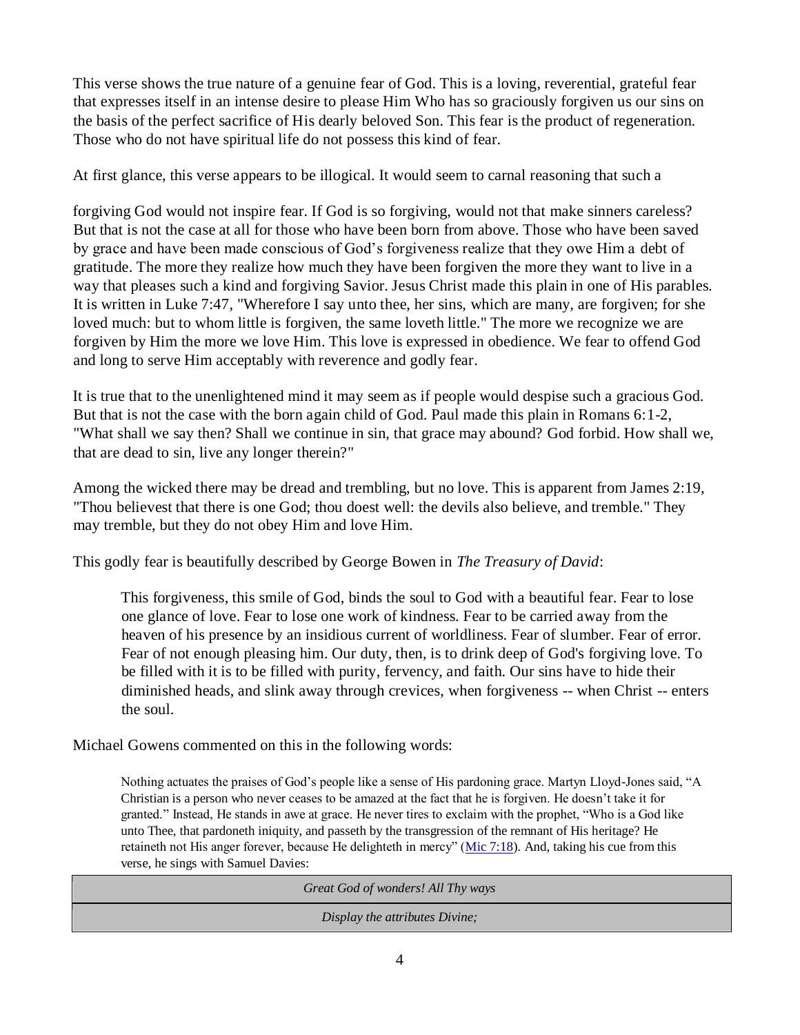This verse shows the true nature of a genuine fear of God. This is a loving, reverential, grateful fear that expresses itself in an intense desire to please Him Who has so graciously forgiven us our sins on the basis of the perfect sacrifice of His dearly beloved Son. This fear is the product of regeneration. Those who do not have spiritual life do not possess this kind of fear.

At first glance, this verse appears to be illogical. It would seem to carnal reasoning that such a forgiving God would not inspire fear. If God is so forgiving, would not that make sinners careless? But that is not the case at all for those who have been born from above. Those who have been saved by grace and have been made conscious of God's forgiveness realize that they owe Him a debt of gratitude. The more they realize how much they have been forgiven the more they want to live in a way that pleases such a kind and forgiving Savior. Jesus Christ made this plain in one of His parables. It is written in Luke 7:47, "Wherefore I say unto thee, her sins, which are many, are forgiven; for she loved much: but to whom little is forgiven, the same loveth little." The more we recognize we are forgiven by Him the more we love Him. This love is expressed in obedience. We fear to offend God and long to serve Him acceptably with reverence and godly fear.

It is true that to the unenlightened mind it may seem as if people would despise such a gracious God. But that is not the case with the born again child of God. Paul made this plain in Romans 6:1-2, "What shall we say then? Shall we continue in sin, that grace may abound? God forbid. How shall we, that are dead to sin, live any longer therein?"

Among the wicked there may be dread and trembling, but no love. This is apparent from James 2:19, "Thou believest that there is one God; thou doest well: the devils also believe, and tremble." They may tremble, but they do not obey Him and love Him.

This godly fear is beautifully described by George Bowen in *The Treasury of David*:

> This forgiveness, this smile of God, binds the soul to God with a beautiful fear. Fear to lose one glance of love. Fear to lose one work of kindness. Fear to be carried away from the heaven of his presence by an insidious current of worldliness. Fear of slumber. Fear of error. Fear of not enough pleasing him. Our duty, then, is to drink deep of God's forgiving love. To be filled with it is to be filled with purity, fervency, and faith. Our sins have to hide their diminished heads, and slink away through crevices, when forgiveness -- when Christ -- enters the soul.

Michael Gowens commented on this in the following words:

> Nothing actuates the praises of God's people like a sense of His pardoning grace. Martyn Lloyd-Jones said, "A Christian is a person who never ceases to be amazed at the fact that he is forgiven. He doesn't take it for granted." Instead, He stands in awe at grace. He never tires to exclaim with the prophet, "Who is a God like unto Thee, that pardoneth iniquity, and passeth by the transgression of the remnant of His heritage? He retaineth not His anger forever, because He delighteth in mercy" (Mic 7:18). And, taking his cue from this verse, he sings with Samuel Davies:
>
> *Great God of wonders! All Thy ways*
>
> *Display the attributes Divine;*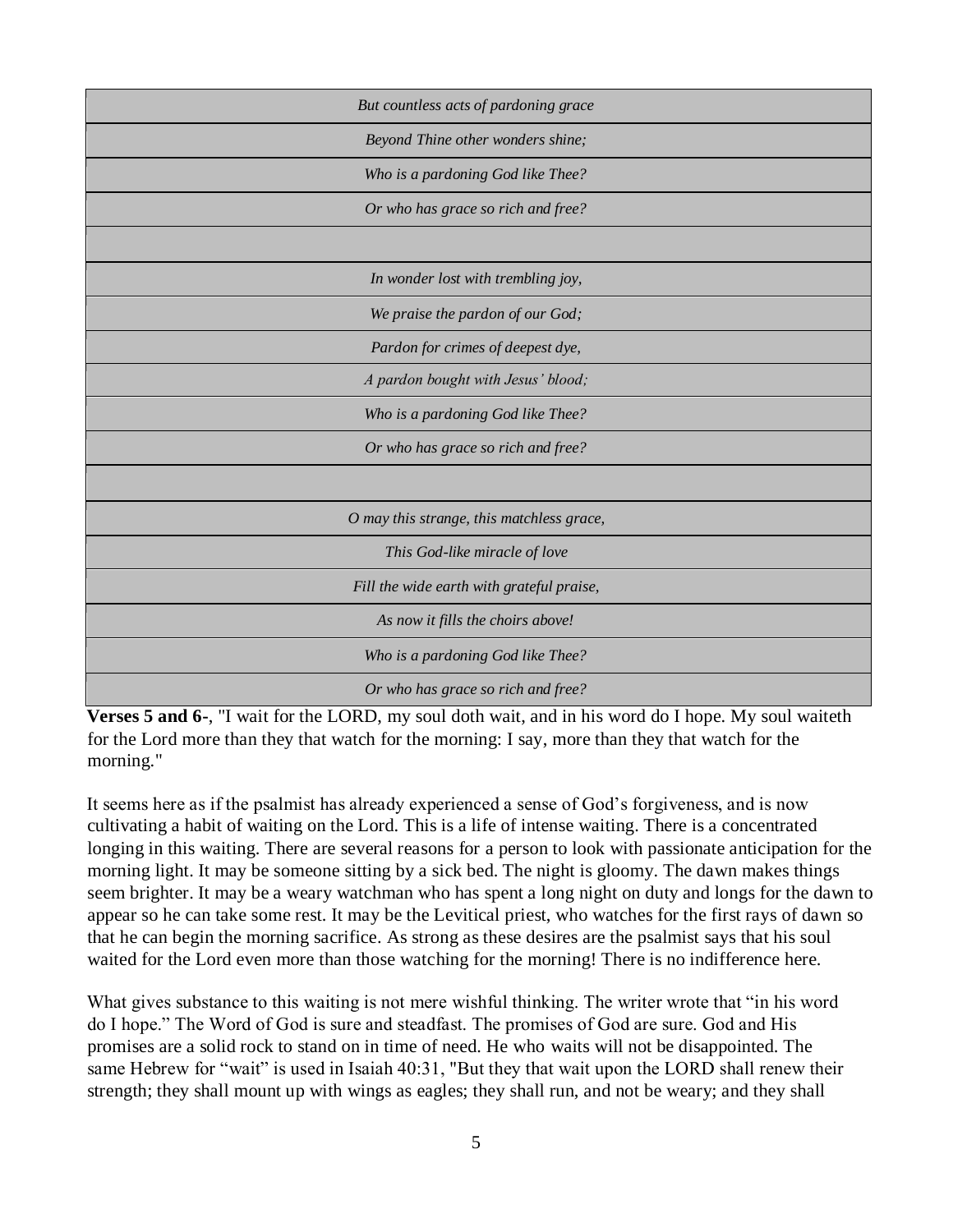*But countless acts of pardoning grace*
*Beyond Thine other wonders shine;*
*Who is a pardoning God like Thee?*
*Or who has grace so rich and free?*

*In wonder lost with trembling joy,*
*We praise the pardon of our God;*
*Pardon for crimes of deepest dye,*
*A pardon bought with Jesus' blood;*
*Who is a pardoning God like Thee?*
*Or who has grace so rich and free?*

*O may this strange, this matchless grace,*
*This God-like miracle of love*
*Fill the wide earth with grateful praise,*
*As now it fills the choirs above!*
*Who is a pardoning God like Thee?*
*Or who has grace so rich and free?*

**Verses 5 and 6-**, "I wait for the LORD, my soul doth wait, and in his word do I hope. My soul waiteth for the Lord more than they that watch for the morning: I say, more than they that watch for the morning."

It seems here as if the psalmist has already experienced a sense of God's forgiveness, and is now cultivating a habit of waiting on the Lord. This is a life of intense waiting. There is a concentrated longing in this waiting. There are several reasons for a person to look with passionate anticipation for the morning light. It may be someone sitting by a sick bed. The night is gloomy. The dawn makes things seem brighter. It may be a weary watchman who has spent a long night on duty and longs for the dawn to appear so he can take some rest. It may be the Levitical priest, who watches for the first rays of dawn so that he can begin the morning sacrifice. As strong as these desires are the psalmist says that his soul waited for the Lord even more than those watching for the morning! There is no indifference here.

What gives substance to this waiting is not mere wishful thinking. The writer wrote that "in his word do I hope." The Word of God is sure and steadfast. The promises of God are sure. God and His promises are a solid rock to stand on in time of need. He who waits will not be disappointed. The same Hebrew for "wait" is used in Isaiah 40:31, "But they that wait upon the LORD shall renew their strength; they shall mount up with wings as eagles; they shall run, and not be weary; and they shall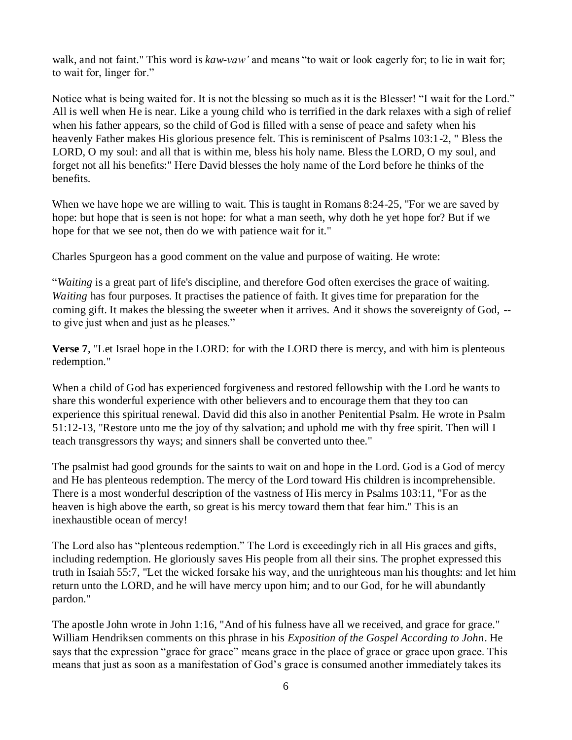walk, and not faint." This word is *kaw-vaw'* and means "to wait or look eagerly for; to lie in wait for; to wait for, linger for."

Notice what is being waited for. It is not the blessing so much as it is the Blesser! "I wait for the Lord." All is well when He is near. Like a young child who is terrified in the dark relaxes with a sigh of relief when his father appears, so the child of God is filled with a sense of peace and safety when his heavenly Father makes His glorious presence felt. This is reminiscent of Psalms 103:1-2, " Bless the LORD, O my soul: and all that is within me, bless his holy name. Bless the LORD, O my soul, and forget not all his benefits:" Here David blesses the holy name of the Lord before he thinks of the benefits.

When we have hope we are willing to wait. This is taught in Romans 8:24-25, "For we are saved by hope: but hope that is seen is not hope: for what a man seeth, why doth he yet hope for? But if we hope for that we see not, then do we with patience wait for it."

Charles Spurgeon has a good comment on the value and purpose of waiting. He wrote:

"*Waiting* is a great part of life's discipline, and therefore God often exercises the grace of waiting. *Waiting* has four purposes. It practises the patience of faith. It gives time for preparation for the coming gift. It makes the blessing the sweeter when it arrives. And it shows the sovereignty of God, -- to give just when and just as he pleases."

**Verse 7**, "Let Israel hope in the LORD: for with the LORD there is mercy, and with him is plenteous redemption."

When a child of God has experienced forgiveness and restored fellowship with the Lord he wants to share this wonderful experience with other believers and to encourage them that they too can experience this spiritual renewal. David did this also in another Penitential Psalm. He wrote in Psalm 51:12-13, "Restore unto me the joy of thy salvation; and uphold me with thy free spirit. Then will I teach transgressors thy ways; and sinners shall be converted unto thee."

The psalmist had good grounds for the saints to wait on and hope in the Lord. God is a God of mercy and He has plenteous redemption. The mercy of the Lord toward His children is incomprehensible. There is a most wonderful description of the vastness of His mercy in Psalms 103:11, "For as the heaven is high above the earth, so great is his mercy toward them that fear him." This is an inexhaustible ocean of mercy!

The Lord also has "plenteous redemption." The Lord is exceedingly rich in all His graces and gifts, including redemption. He gloriously saves His people from all their sins. The prophet expressed this truth in Isaiah 55:7, "Let the wicked forsake his way, and the unrighteous man his thoughts: and let him return unto the LORD, and he will have mercy upon him; and to our God, for he will abundantly pardon."

The apostle John wrote in John 1:16, "And of his fulness have all we received, and grace for grace." William Hendriksen comments on this phrase in his *Exposition of the Gospel According to John*. He says that the expression "grace for grace" means grace in the place of grace or grace upon grace. This means that just as soon as a manifestation of God's grace is consumed another immediately takes its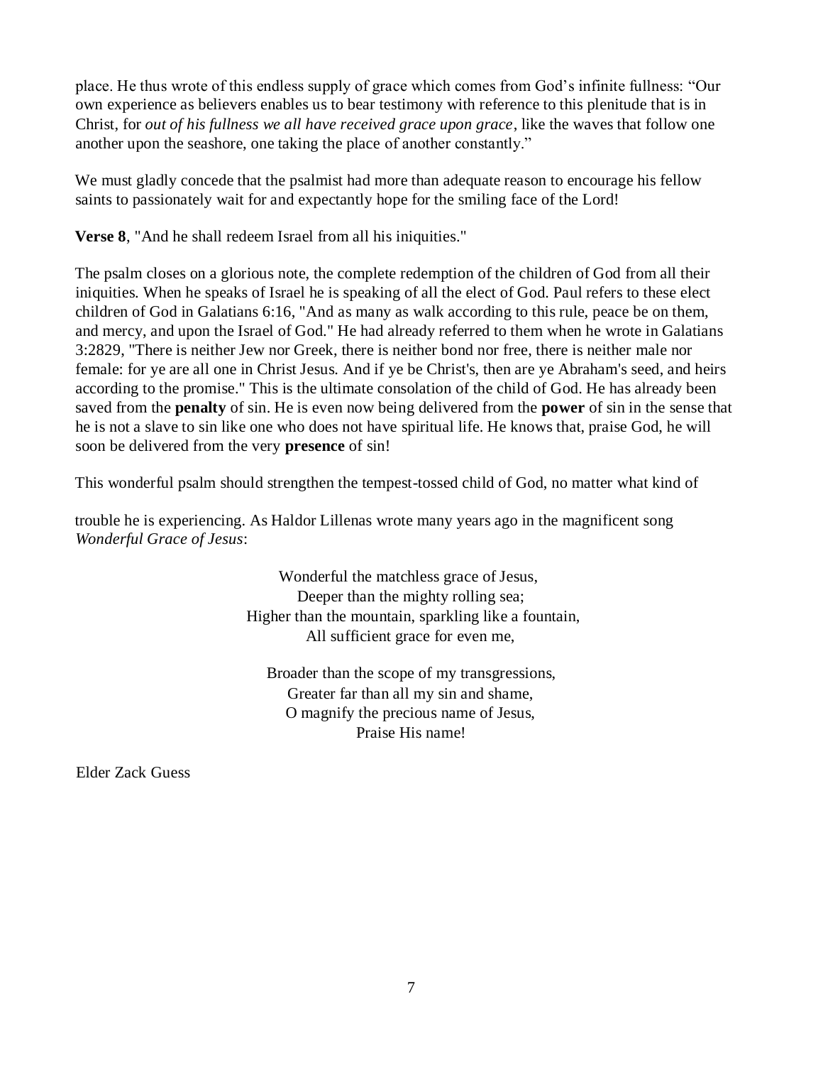place. He thus wrote of this endless supply of grace which comes from God's infinite fullness: "Our own experience as believers enables us to bear testimony with reference to this plenitude that is in Christ, for *out of his fullness we all have received grace upon grace*, like the waves that follow one another upon the seashore, one taking the place of another constantly."

We must gladly concede that the psalmist had more than adequate reason to encourage his fellow saints to passionately wait for and expectantly hope for the smiling face of the Lord!

**Verse 8**, "And he shall redeem Israel from all his iniquities."

The psalm closes on a glorious note, the complete redemption of the children of God from all their iniquities. When he speaks of Israel he is speaking of all the elect of God. Paul refers to these elect children of God in Galatians 6:16, "And as many as walk according to this rule, peace be on them, and mercy, and upon the Israel of God." He had already referred to them when he wrote in Galatians 3:2829, "There is neither Jew nor Greek, there is neither bond nor free, there is neither male nor female: for ye are all one in Christ Jesus. And if ye be Christ's, then are ye Abraham's seed, and heirs according to the promise." This is the ultimate consolation of the child of God. He has already been saved from the **penalty** of sin. He is even now being delivered from the **power** of sin in the sense that he is not a slave to sin like one who does not have spiritual life. He knows that, praise God, he will soon be delivered from the very **presence** of sin!

This wonderful psalm should strengthen the tempest-tossed child of God, no matter what kind of trouble he is experiencing. As Haldor Lillenas wrote many years ago in the magnificent song *Wonderful Grace of Jesus*:

Wonderful the matchless grace of Jesus,
Deeper than the mighty rolling sea;
Higher than the mountain, sparkling like a fountain,
All sufficient grace for even me,

Broader than the scope of my transgressions,
Greater far than all my sin and shame,
O magnify the precious name of Jesus,
Praise His name!

Elder Zack Guess